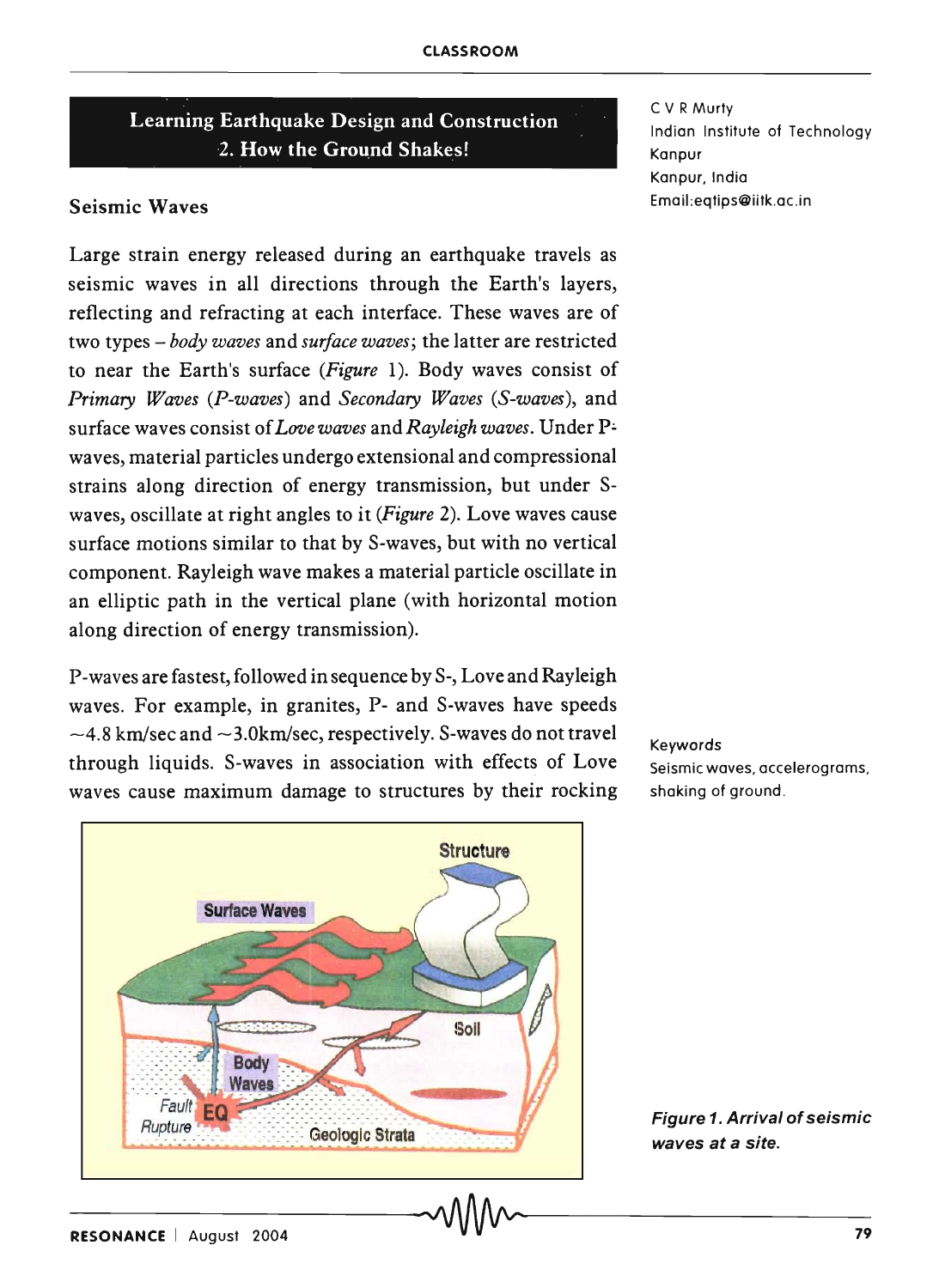# Learning Earthquake Design and Construction
## 2. How the Ground Shakes!

C V R Murty
Indian Institute of Technology Kanpur
Kanpur, India
Email:eqtips@iitk.ac.in

### Seismic Waves

Large strain energy released during an earthquake travels as seismic waves in all directions through the Earth's layers, reflecting and refracting at each interface. These waves are of two types – *body waves* and *surface waves*; the latter are restricted to near the Earth's surface (*Figure* 1). Body waves consist of *Primary Waves* (*P-waves*) and *Secondary Waves* (*S-waves*), and surface waves consist of *Love waves* and *Rayleigh waves*. Under P-waves, material particles undergo extensional and compressional strains along direction of energy transmission, but under S-waves, oscillate at right angles to it (*Figure* 2). Love waves cause surface motions similar to that by S-waves, but with no vertical component. Rayleigh wave makes a material particle oscillate in an elliptic path in the vertical plane (with horizontal motion along direction of energy transmission).

P-waves are fastest, followed in sequence by S-, Love and Rayleigh waves. For example, in granites, P- and S-waves have speeds ~4.8 km/sec and ~3.0km/sec, respectively. S-waves do not travel through liquids. S-waves in association with effects of Love waves cause maximum damage to structures by their rocking

**Keywords**
Seismic waves, accelerograms, shaking of ground.

***Figure 1. Arrival of seismic waves at a site.***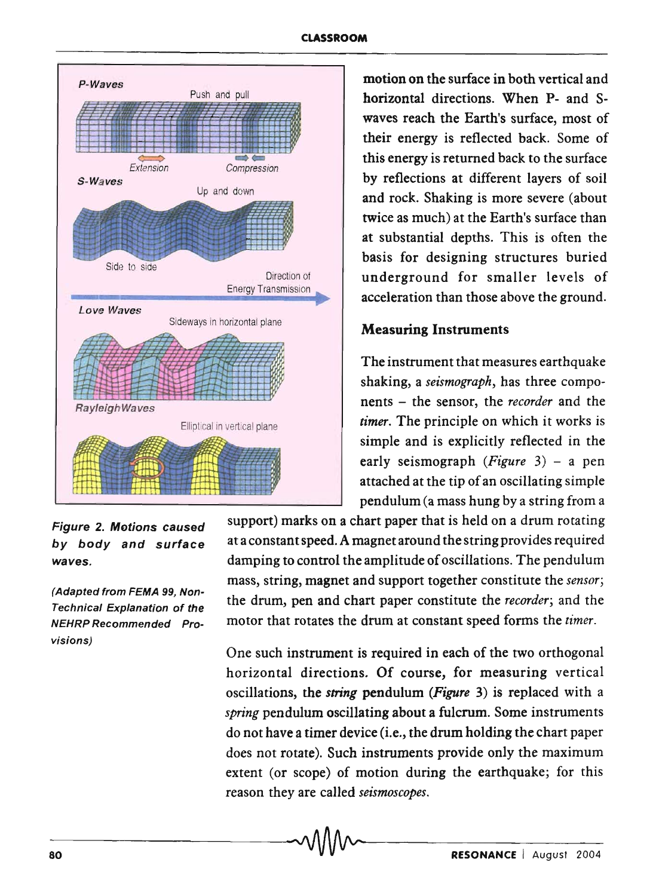motion on the surface in both vertical and horizontal directions. When P- and S-waves reach the Earth's surface, most of their energy is reflected back. Some of this energy is returned back to the surface by reflections at different layers of soil and rock. Shaking is more severe (about twice as much) at the Earth's surface than at substantial depths. This is often the basis for designing structures buried underground for smaller levels of acceleration than those above the ground.

**Figure 2. Motions caused by body and surface waves.**

*(Adapted from FEMA 99, Non-Technical Explanation of the NEHRP Recommended Provisions)*

### Measuring Instruments

The instrument that measures earthquake shaking, a *seismograph*, has three components – the sensor, the *recorder* and the *timer*. The principle on which it works is simple and is explicitly reflected in the early seismograph (*Figure* 3) – a pen attached at the tip of an oscillating simple pendulum (a mass hung by a string from a support) marks on a chart paper that is held on a drum rotating at a constant speed. A magnet around the string provides required damping to control the amplitude of oscillations. The pendulum mass, string, magnet and support together constitute the *sensor*; the drum, pen and chart paper constitute the *recorder*; and the motor that rotates the drum at constant speed forms the *timer*.

One such instrument is required in each of the two orthogonal horizontal directions. Of course, for measuring vertical oscillations, the *string* pendulum (*Figure* 3) is replaced with a *spring* pendulum oscillating about a fulcrum. Some instruments do not have a timer device (i.e., the drum holding the chart paper does not rotate). Such instruments provide only the maximum extent (or scope) of motion during the earthquake; for this reason they are called *seismoscopes*.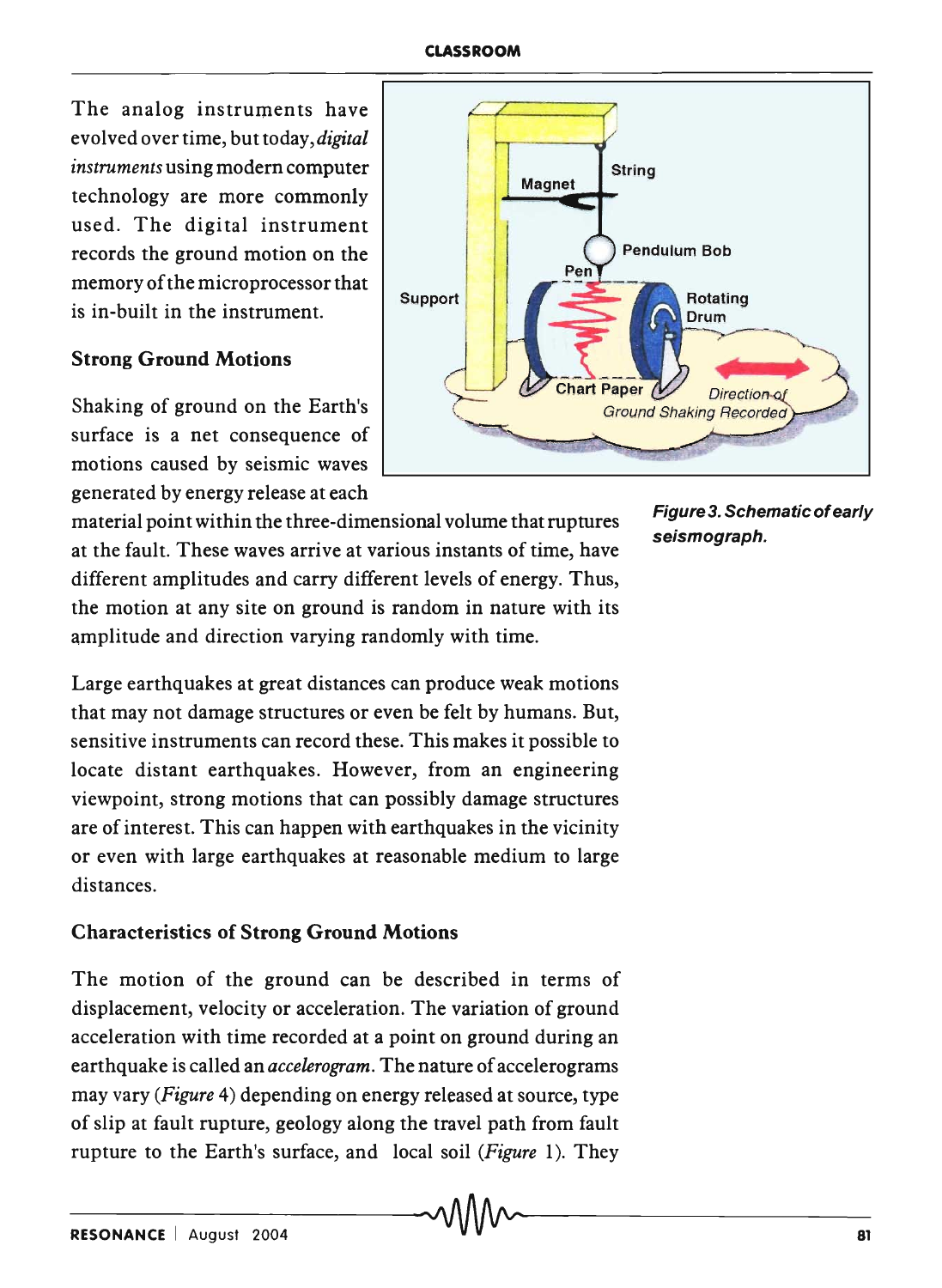The analog instruments have evolved over time, but today, *digital instruments* using modern computer technology are more commonly used. The digital instrument records the ground motion on the memory of the microprocessor that is in-built in the instrument.

### Strong Ground Motions

Shaking of ground on the Earth's surface is a net consequence of motions caused by seismic waves generated by energy release at each material point within the three-dimensional volume that ruptures at the fault. These waves arrive at various instants of time, have different amplitudes and carry different levels of energy. Thus, the motion at any site on ground is random in nature with its amplitude and direction varying randomly with time.

*Figure 3. Schematic of early seismograph.*

Large earthquakes at great distances can produce weak motions that may not damage structures or even be felt by humans. But, sensitive instruments can record these. This makes it possible to locate distant earthquakes. However, from an engineering viewpoint, strong motions that can possibly damage structures are of interest. This can happen with earthquakes in the vicinity or even with large earthquakes at reasonable medium to large distances.

### Characteristics of Strong Ground Motions

The motion of the ground can be described in terms of displacement, velocity or acceleration. The variation of ground acceleration with time recorded at a point on ground during an earthquake is called an *accelerogram*. The nature of accelerograms may vary (*Figure* 4) depending on energy released at source, type of slip at fault rupture, geology along the travel path from fault rupture to the Earth's surface, and local soil (*Figure* 1). They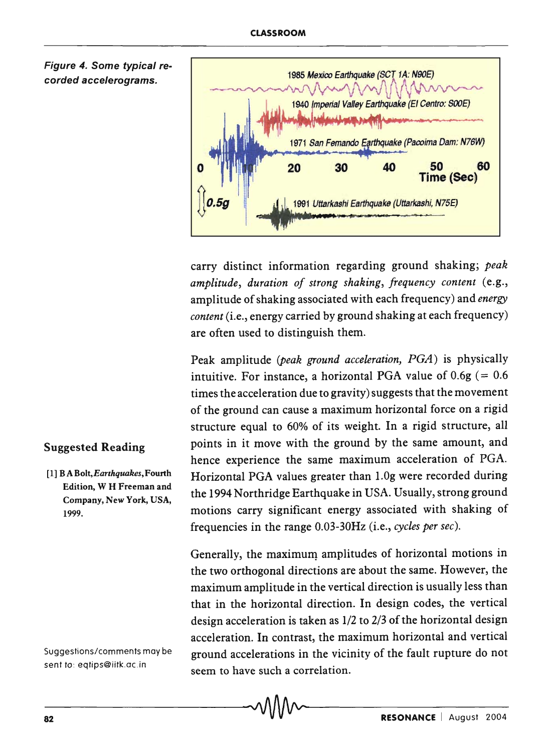*Figure 4. Some typical recorded accelerograms.*

1985 Mexico Earthquake (SCT 1A: N90E)

1940 Imperial Valley Earthquake (El Centro: S00E)

1971 San Fernando Earthquake (Pacoima Dam: N76W)

0 10 20 30 40 50 60

Time (Sec)

0.5g

1991 Uttarkashi Earthquake (Uttarkashi, N75E)

carry distinct information regarding ground shaking; *peak amplitude*, *duration of strong shaking*, *frequency content* (e.g., amplitude of shaking associated with each frequency) and *energy content* (i.e., energy carried by ground shaking at each frequency) are often used to distinguish them.

Peak amplitude (*peak ground acceleration, PGA*) is physically intuitive. For instance, a horizontal PGA value of 0.6g (= 0.6 times the acceleration due to gravity) suggests that the movement of the ground can cause a maximum horizontal force on a rigid structure equal to 60% of its weight. In a rigid structure, all points in it move with the ground by the same amount, and hence experience the same maximum acceleration of PGA. Horizontal PGA values greater than 1.0g were recorded during the 1994 Northridge Earthquake in USA. Usually, strong ground motions carry significant energy associated with shaking of frequencies in the range 0.03-30Hz (i.e., *cycles per sec*).

Generally, the maximum amplitudes of horizontal motions in the two orthogonal directions are about the same. However, the maximum amplitude in the vertical direction is usually less than that in the horizontal direction. In design codes, the vertical design acceleration is taken as 1/2 to 2/3 of the horizontal design acceleration. In contrast, the maximum horizontal and vertical ground accelerations in the vicinity of the fault rupture do not seem to have such a correlation.

## Suggested Reading

[1] B A Bolt, *Earthquakes*, Fourth Edition, W H Freeman and Company, New York, USA, 1999.

Suggestions/comments may be sent to: eqtips@iitk.ac.in